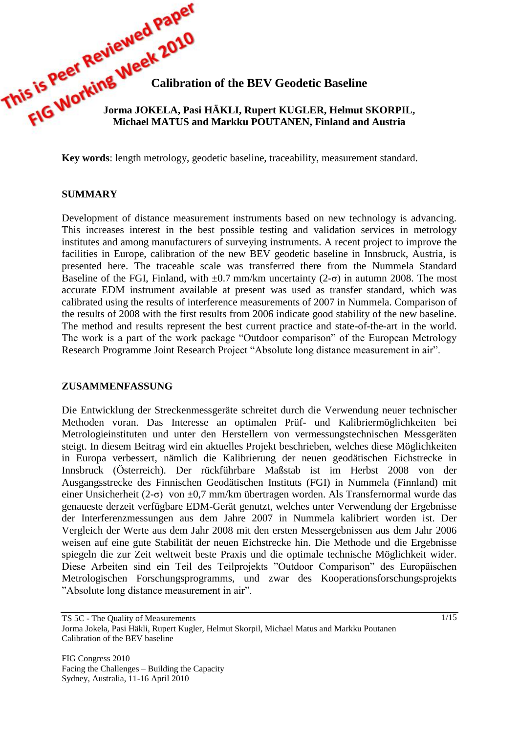This is Peer Reviewed Paper
FIG Working Week 2010

# Calibration of the BEV Geodetic Baseline

**Jorma JOKELA, Pasi HÄKLI, Rupert KUGLER, Helmut SKORPIL, Michael MATUS and Markku POUTANEN, Finland and Austria**

**Key words**: length metrology, geodetic baseline, traceability, measurement standard.

## SUMMARY

Development of distance measurement instruments based on new technology is advancing. This increases interest in the best possible testing and validation services in metrology institutes and among manufacturers of surveying instruments. A recent project to improve the facilities in Europe, calibration of the new BEV geodetic baseline in Innsbruck, Austria, is presented here. The traceable scale was transferred there from the Nummela Standard Baseline of the FGI, Finland, with ±0.7 mm/km uncertainty (2-σ) in autumn 2008. The most accurate EDM instrument available at present was used as transfer standard, which was calibrated using the results of interference measurements of 2007 in Nummela. Comparison of the results of 2008 with the first results from 2006 indicate good stability of the new baseline. The method and results represent the best current practice and state-of-the-art in the world. The work is a part of the work package "Outdoor comparison" of the European Metrology Research Programme Joint Research Project "Absolute long distance measurement in air".

## ZUSAMMENFASSUNG

Die Entwicklung der Streckenmessgeräte schreitet durch die Verwendung neuer technischer Methoden voran. Das Interesse an optimalen Prüf- und Kalibriermöglichkeiten bei Metrologieinstituten und unter den Herstellern von vermessungstechnischen Messgeräten steigt. In diesem Beitrag wird ein aktuelles Projekt beschrieben, welches diese Möglichkeiten in Europa verbessert, nämlich die Kalibrierung der neuen geodätischen Eichstrecke in Innsbruck (Österreich). Der rückführbare Maßstab ist im Herbst 2008 von der Ausgangsstrecke des Finnischen Geodätischen Instituts (FGI) in Nummela (Finnland) mit einer Unsicherheit (2-σ) von ±0,7 mm/km übertragen worden. Als Transfernormal wurde das genaueste derzeit verfügbare EDM-Gerät genutzt, welches unter Verwendung der Ergebnisse der Interferenzmessungen aus dem Jahre 2007 in Nummela kalibriert worden ist. Der Vergleich der Werte aus dem Jahr 2008 mit den ersten Messergebnissen aus dem Jahr 2006 weisen auf eine gute Stabilität der neuen Eichstrecke hin. Die Methode und die Ergebnisse spiegeln die zur Zeit weltweit beste Praxis und die optimale technische Möglichkeit wider. Diese Arbeiten sind ein Teil des Teilprojekts "Outdoor Comparison" des Europäischen Metrologischen Forschungsprogramms, und zwar des Kooperationsforschungsprojekts "Absolute long distance measurement in air".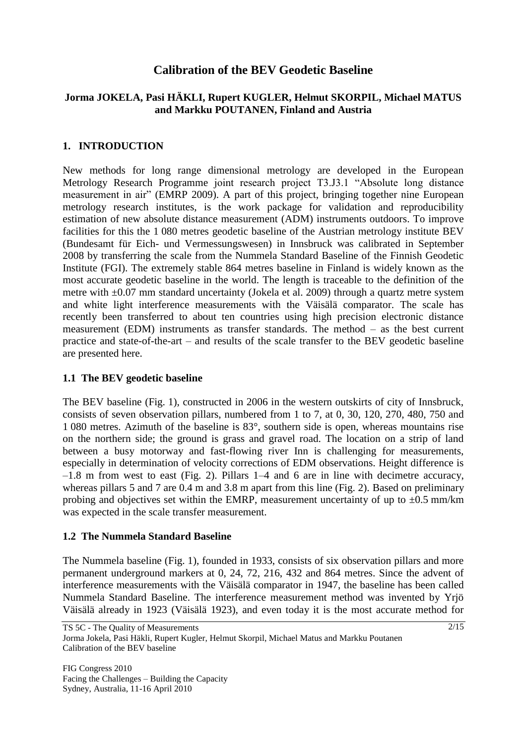# Calibration of the BEV Geodetic Baseline

**Jorma JOKELA, Pasi HÄKLI, Rupert KUGLER, Helmut SKORPIL, Michael MATUS and Markku POUTANEN, Finland and Austria**

## 1. INTRODUCTION

New methods for long range dimensional metrology are developed in the European Metrology Research Programme joint research project T3.J3.1 "Absolute long distance measurement in air" (EMRP 2009). A part of this project, bringing together nine European metrology research institutes, is the work package for validation and reproducibility estimation of new absolute distance measurement (ADM) instruments outdoors. To improve facilities for this the 1 080 metres geodetic baseline of the Austrian metrology institute BEV (Bundesamt für Eich- und Vermessungswesen) in Innsbruck was calibrated in September 2008 by transferring the scale from the Nummela Standard Baseline of the Finnish Geodetic Institute (FGI). The extremely stable 864 metres baseline in Finland is widely known as the most accurate geodetic baseline in the world. The length is traceable to the definition of the metre with ±0.07 mm standard uncertainty (Jokela et al. 2009) through a quartz metre system and white light interference measurements with the Väisälä comparator. The scale has recently been transferred to about ten countries using high precision electronic distance measurement (EDM) instruments as transfer standards. The method – as the best current practice and state-of-the-art – and results of the scale transfer to the BEV geodetic baseline are presented here.

### 1.1 The BEV geodetic baseline

The BEV baseline (Fig. 1), constructed in 2006 in the western outskirts of city of Innsbruck, consists of seven observation pillars, numbered from 1 to 7, at 0, 30, 120, 270, 480, 750 and 1 080 metres. Azimuth of the baseline is 83°, southern side is open, whereas mountains rise on the northern side; the ground is grass and gravel road. The location on a strip of land between a busy motorway and fast-flowing river Inn is challenging for measurements, especially in determination of velocity corrections of EDM observations. Height difference is –1.8 m from west to east (Fig. 2). Pillars 1–4 and 6 are in line with decimetre accuracy, whereas pillars 5 and 7 are 0.4 m and 3.8 m apart from this line (Fig. 2). Based on preliminary probing and objectives set within the EMRP, measurement uncertainty of up to ±0.5 mm/km was expected in the scale transfer measurement.

### 1.2 The Nummela Standard Baseline

The Nummela baseline (Fig. 1), founded in 1933, consists of six observation pillars and more permanent underground markers at 0, 24, 72, 216, 432 and 864 metres. Since the advent of interference measurements with the Väisälä comparator in 1947, the baseline has been called Nummela Standard Baseline. The interference measurement method was invented by Yrjö Väisälä already in 1923 (Väisälä 1923), and even today it is the most accurate method for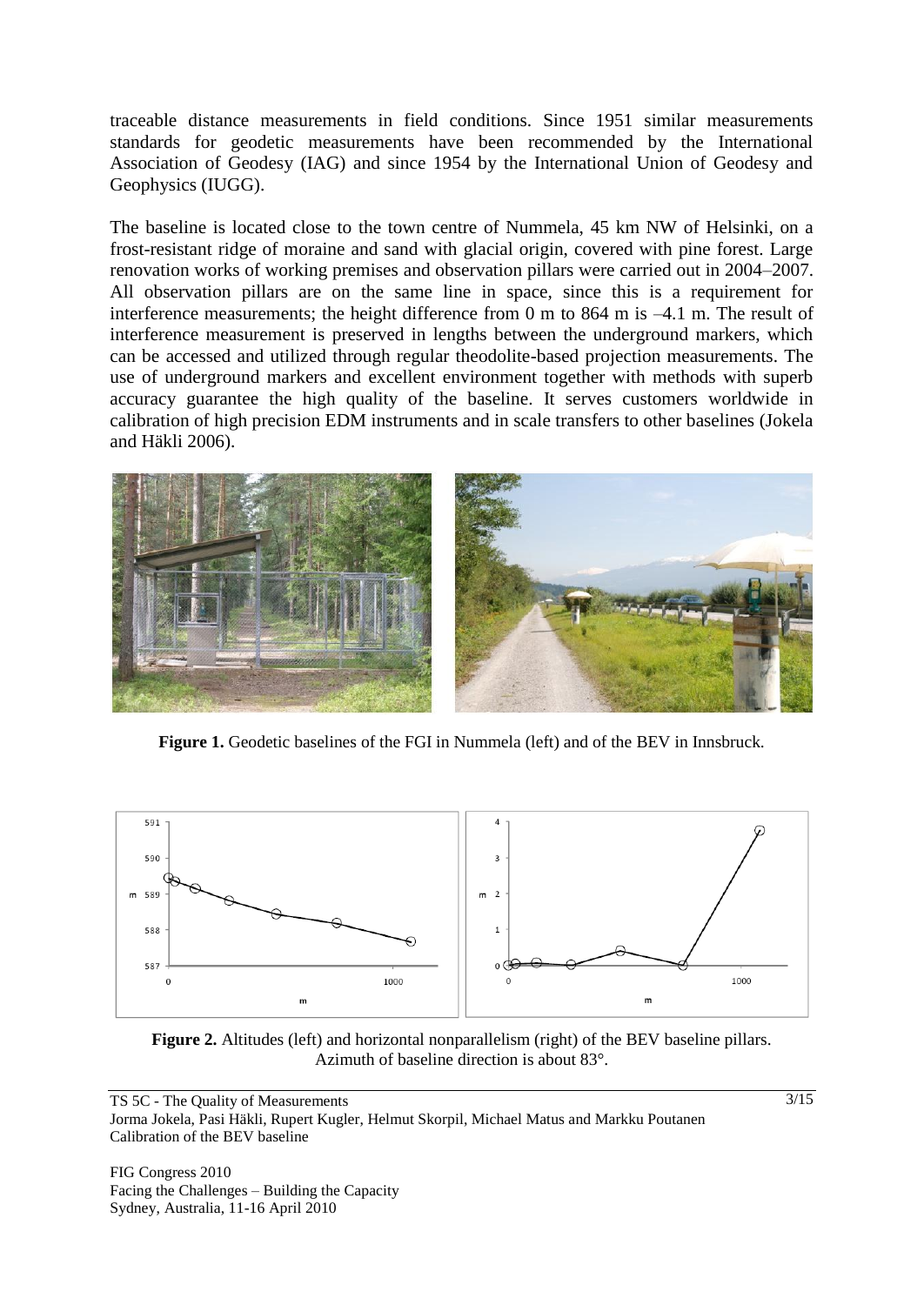traceable distance measurements in field conditions. Since 1951 similar measurements standards for geodetic measurements have been recommended by the International Association of Geodesy (IAG) and since 1954 by the International Union of Geodesy and Geophysics (IUGG).

The baseline is located close to the town centre of Nummela, 45 km NW of Helsinki, on a frost-resistant ridge of moraine and sand with glacial origin, covered with pine forest. Large renovation works of working premises and observation pillars were carried out in 2004–2007. All observation pillars are on the same line in space, since this is a requirement for interference measurements; the height difference from 0 m to 864 m is –4.1 m. The result of interference measurement is preserved in lengths between the underground markers, which can be accessed and utilized through regular theodolite-based projection measurements. The use of underground markers and excellent environment together with methods with superb accuracy guarantee the high quality of the baseline. It serves customers worldwide in calibration of high precision EDM instruments and in scale transfers to other baselines (Jokela and Häkli 2006).

**Figure 1.** Geodetic baselines of the FGI in Nummela (left) and of the BEV in Innsbruck.

**Figure 2.** Altitudes (left) and horizontal nonparallelism (right) of the BEV baseline pillars. Azimuth of baseline direction is about 83°.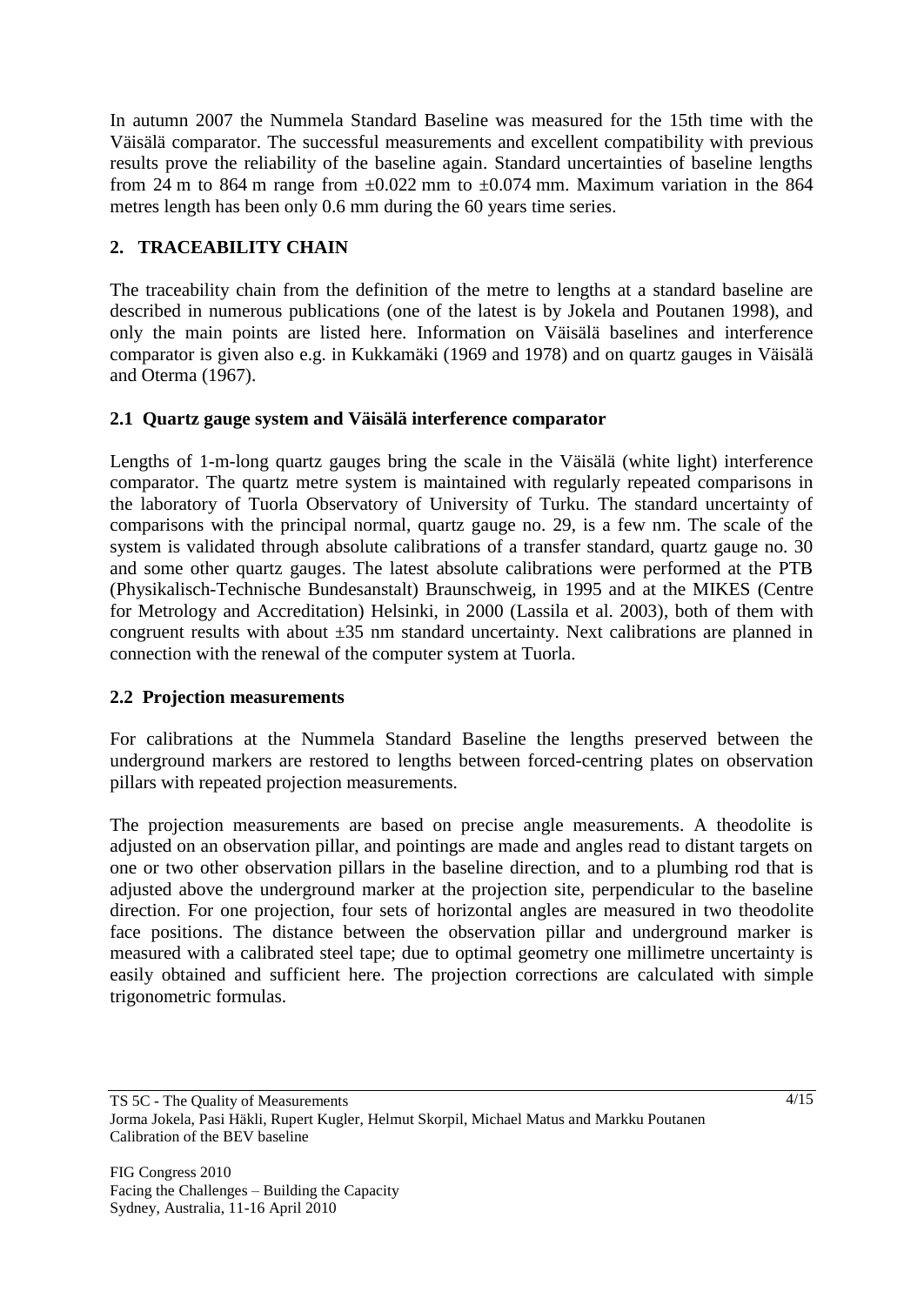In autumn 2007 the Nummela Standard Baseline was measured for the 15th time with the Väisälä comparator. The successful measurements and excellent compatibility with previous results prove the reliability of the baseline again. Standard uncertainties of baseline lengths from 24 m to 864 m range from ±0.022 mm to ±0.074 mm. Maximum variation in the 864 metres length has been only 0.6 mm during the 60 years time series.

## 2. TRACEABILITY CHAIN

The traceability chain from the definition of the metre to lengths at a standard baseline are described in numerous publications (one of the latest is by Jokela and Poutanen 1998), and only the main points are listed here. Information on Väisälä baselines and interference comparator is given also e.g. in Kukkamäki (1969 and 1978) and on quartz gauges in Väisälä and Oterma (1967).

### 2.1 Quartz gauge system and Väisälä interference comparator

Lengths of 1-m-long quartz gauges bring the scale in the Väisälä (white light) interference comparator. The quartz metre system is maintained with regularly repeated comparisons in the laboratory of Tuorla Observatory of University of Turku. The standard uncertainty of comparisons with the principal normal, quartz gauge no. 29, is a few nm. The scale of the system is validated through absolute calibrations of a transfer standard, quartz gauge no. 30 and some other quartz gauges. The latest absolute calibrations were performed at the PTB (Physikalisch-Technische Bundesanstalt) Braunschweig, in 1995 and at the MIKES (Centre for Metrology and Accreditation) Helsinki, in 2000 (Lassila et al. 2003), both of them with congruent results with about ±35 nm standard uncertainty. Next calibrations are planned in connection with the renewal of the computer system at Tuorla.

### 2.2 Projection measurements

For calibrations at the Nummela Standard Baseline the lengths preserved between the underground markers are restored to lengths between forced-centring plates on observation pillars with repeated projection measurements.

The projection measurements are based on precise angle measurements. A theodolite is adjusted on an observation pillar, and pointings are made and angles read to distant targets on one or two other observation pillars in the baseline direction, and to a plumbing rod that is adjusted above the underground marker at the projection site, perpendicular to the baseline direction. For one projection, four sets of horizontal angles are measured in two theodolite face positions. The distance between the observation pillar and underground marker is measured with a calibrated steel tape; due to optimal geometry one millimetre uncertainty is easily obtained and sufficient here. The projection corrections are calculated with simple trigonometric formulas.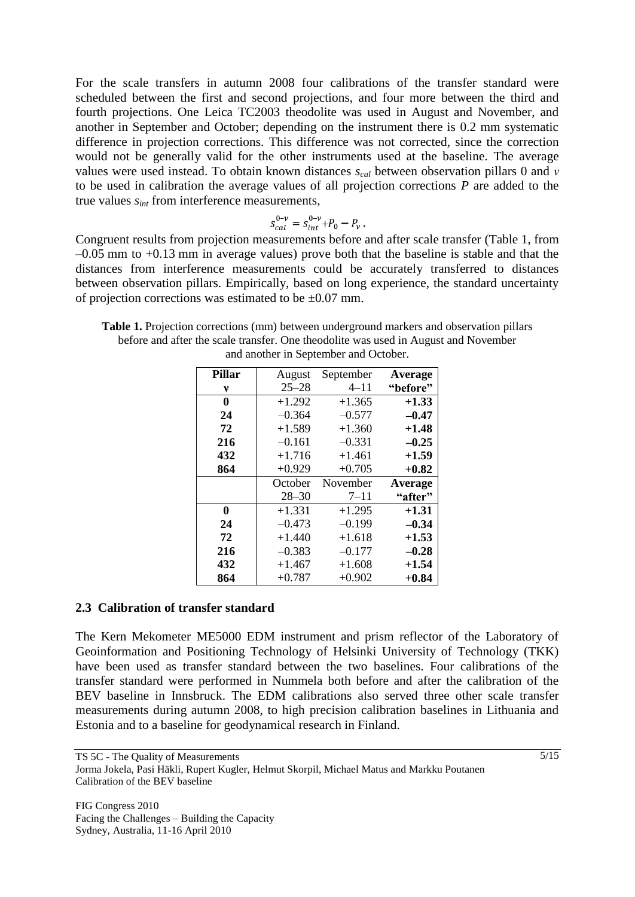For the scale transfers in autumn 2008 four calibrations of the transfer standard were scheduled between the first and second projections, and four more between the third and fourth projections. One Leica TC2003 theodolite was used in August and November, and another in September and October; depending on the instrument there is 0.2 mm systematic difference in projection corrections. This difference was not corrected, since the correction would not be generally valid for the other instruments used at the baseline. The average values were used instead. To obtain known distances $s_{cal}$ between observation pillars 0 and $v$ to be used in calibration the average values of all projection corrections $P$ are added to the true values $s_{int}$ from interference measurements,

$$s_{cal}^{0-v} = s_{int}^{0-v} + P_0 - P_v \,.$$

Congruent results from projection measurements before and after scale transfer (Table 1, from –0.05 mm to +0.13 mm in average values) prove both that the baseline is stable and that the distances from interference measurements could be accurately transferred to distances between observation pillars. Empirically, based on long experience, the standard uncertainty of projection corrections was estimated to be ±0.07 mm.

**Table 1.** Projection corrections (mm) between underground markers and observation pillars before and after the scale transfer. One theodolite was used in August and November and another in September and October.

| **Pillar** | August | September | **Average** |
|---|---|---|---|
| **v** | 25–28 | 4–11 | **"before"** |
| **0** | +1.292 | +1.365 | **+1.33** |
| **24** | –0.364 | –0.577 | **–0.47** |
| **72** | +1.589 | +1.360 | **+1.48** |
| **216** | –0.161 | –0.331 | **–0.25** |
| **432** | +1.716 | +1.461 | **+1.59** |
| **864** | +0.929 | +0.705 | **+0.82** |
| | October | November | **Average** |
| | 28–30 | 7–11 | **"after"** |
| **0** | +1.331 | +1.295 | **+1.31** |
| **24** | –0.473 | –0.199 | **–0.34** |
| **72** | +1.440 | +1.618 | **+1.53** |
| **216** | –0.383 | –0.177 | **–0.28** |
| **432** | +1.467 | +1.608 | **+1.54** |
| **864** | +0.787 | +0.902 | **+0.84** |

### 2.3 Calibration of transfer standard

The Kern Mekometer ME5000 EDM instrument and prism reflector of the Laboratory of Geoinformation and Positioning Technology of Helsinki University of Technology (TKK) have been used as transfer standard between the two baselines. Four calibrations of the transfer standard were performed in Nummela both before and after the calibration of the BEV baseline in Innsbruck. The EDM calibrations also served three other scale transfer measurements during autumn 2008, to high precision calibration baselines in Lithuania and Estonia and to a baseline for geodynamical research in Finland.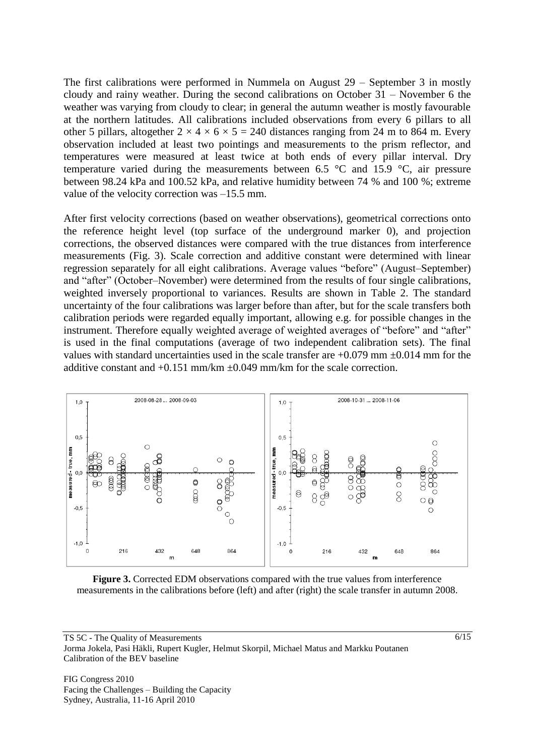The first calibrations were performed in Nummela on August 29 – September 3 in mostly cloudy and rainy weather. During the second calibrations on October 31 – November 6 the weather was varying from cloudy to clear; in general the autumn weather is mostly favourable at the northern latitudes. All calibrations included observations from every 6 pillars to all other 5 pillars, altogether $2 \times 4 \times 6 \times 5 = 240$ distances ranging from 24 m to 864 m. Every observation included at least two pointings and measurements to the prism reflector, and temperatures were measured at least twice at both ends of every pillar interval. Dry temperature varied during the measurements between 6.5 °C and 15.9 °C, air pressure between 98.24 kPa and 100.52 kPa, and relative humidity between 74 % and 100 %; extreme value of the velocity correction was –15.5 mm.

After first velocity corrections (based on weather observations), geometrical corrections onto the reference height level (top surface of the underground marker 0), and projection corrections, the observed distances were compared with the true distances from interference measurements (Fig. 3). Scale correction and additive constant were determined with linear regression separately for all eight calibrations. Average values "before" (August–September) and "after" (October–November) were determined from the results of four single calibrations, weighted inversely proportional to variances. Results are shown in Table 2. The standard uncertainty of the four calibrations was larger before than after, but for the scale transfers both calibration periods were regarded equally important, allowing e.g. for possible changes in the instrument. Therefore equally weighted average of weighted averages of "before" and "after" is used in the final computations (average of two independent calibration sets). The final values with standard uncertainties used in the scale transfer are +0.079 mm ±0.014 mm for the additive constant and +0.151 mm/km ±0.049 mm/km for the scale correction.

**Figure 3.** Corrected EDM observations compared with the true values from interference measurements in the calibrations before (left) and after (right) the scale transfer in autumn 2008.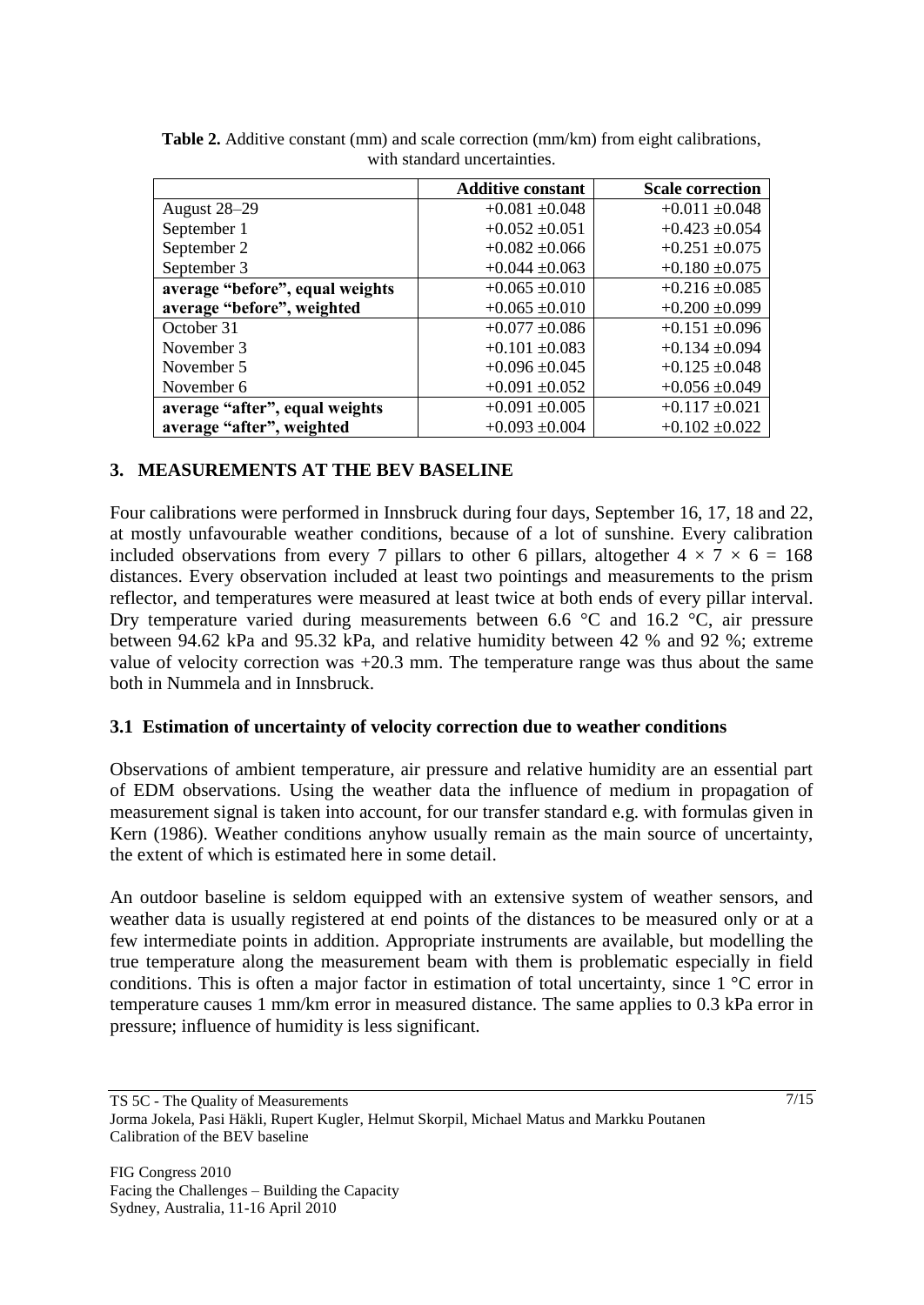**Table 2.** Additive constant (mm) and scale correction (mm/km) from eight calibrations, with standard uncertainties.

| | **Additive constant** | **Scale correction** |
|---|---|---|
| August 28–29 | +0.081 ±0.048 | +0.011 ±0.048 |
| September 1 | +0.052 ±0.051 | +0.423 ±0.054 |
| September 2 | +0.082 ±0.066 | +0.251 ±0.075 |
| September 3 | +0.044 ±0.063 | +0.180 ±0.075 |
| **average "before", equal weights** | +0.065 ±0.010 | +0.216 ±0.085 |
| **average "before", weighted** | +0.065 ±0.010 | +0.200 ±0.099 |
| October 31 | +0.077 ±0.086 | +0.151 ±0.096 |
| November 3 | +0.101 ±0.083 | +0.134 ±0.094 |
| November 5 | +0.096 ±0.045 | +0.125 ±0.048 |
| November 6 | +0.091 ±0.052 | +0.056 ±0.049 |
| **average "after", equal weights** | +0.091 ±0.005 | +0.117 ±0.021 |
| **average "after", weighted** | +0.093 ±0.004 | +0.102 ±0.022 |

## 3. MEASUREMENTS AT THE BEV BASELINE

Four calibrations were performed in Innsbruck during four days, September 16, 17, 18 and 22, at mostly unfavourable weather conditions, because of a lot of sunshine. Every calibration included observations from every 7 pillars to other 6 pillars, altogether $4 \times 7 \times 6 = 168$ distances. Every observation included at least two pointings and measurements to the prism reflector, and temperatures were measured at least twice at both ends of every pillar interval. Dry temperature varied during measurements between 6.6 °C and 16.2 °C, air pressure between 94.62 kPa and 95.32 kPa, and relative humidity between 42 % and 92 %; extreme value of velocity correction was +20.3 mm. The temperature range was thus about the same both in Nummela and in Innsbruck.

### 3.1 Estimation of uncertainty of velocity correction due to weather conditions

Observations of ambient temperature, air pressure and relative humidity are an essential part of EDM observations. Using the weather data the influence of medium in propagation of measurement signal is taken into account, for our transfer standard e.g. with formulas given in Kern (1986). Weather conditions anyhow usually remain as the main source of uncertainty, the extent of which is estimated here in some detail.

An outdoor baseline is seldom equipped with an extensive system of weather sensors, and weather data is usually registered at end points of the distances to be measured only or at a few intermediate points in addition. Appropriate instruments are available, but modelling the true temperature along the measurement beam with them is problematic especially in field conditions. This is often a major factor in estimation of total uncertainty, since 1 °C error in temperature causes 1 mm/km error in measured distance. The same applies to 0.3 kPa error in pressure; influence of humidity is less significant.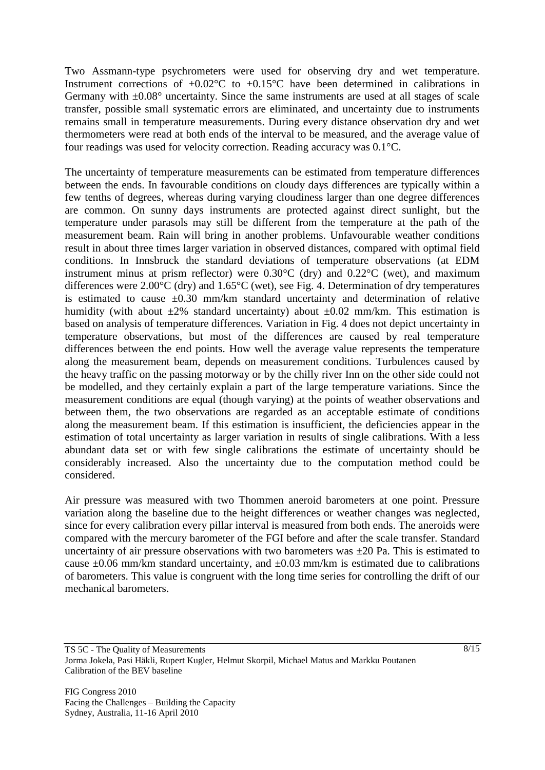Two Assmann-type psychrometers were used for observing dry and wet temperature. Instrument corrections of +0.02°C to +0.15°C have been determined in calibrations in Germany with ±0.08° uncertainty. Since the same instruments are used at all stages of scale transfer, possible small systematic errors are eliminated, and uncertainty due to instruments remains small in temperature measurements. During every distance observation dry and wet thermometers were read at both ends of the interval to be measured, and the average value of four readings was used for velocity correction. Reading accuracy was 0.1°C.

The uncertainty of temperature measurements can be estimated from temperature differences between the ends. In favourable conditions on cloudy days differences are typically within a few tenths of degrees, whereas during varying cloudiness larger than one degree differences are common. On sunny days instruments are protected against direct sunlight, but the temperature under parasols may still be different from the temperature at the path of the measurement beam. Rain will bring in another problems. Unfavourable weather conditions result in about three times larger variation in observed distances, compared with optimal field conditions. In Innsbruck the standard deviations of temperature observations (at EDM instrument minus at prism reflector) were 0.30°C (dry) and 0.22°C (wet), and maximum differences were 2.00°C (dry) and 1.65°C (wet), see Fig. 4. Determination of dry temperatures is estimated to cause ±0.30 mm/km standard uncertainty and determination of relative humidity (with about ±2% standard uncertainty) about ±0.02 mm/km. This estimation is based on analysis of temperature differences. Variation in Fig. 4 does not depict uncertainty in temperature observations, but most of the differences are caused by real temperature differences between the end points. How well the average value represents the temperature along the measurement beam, depends on measurement conditions. Turbulences caused by the heavy traffic on the passing motorway or by the chilly river Inn on the other side could not be modelled, and they certainly explain a part of the large temperature variations. Since the measurement conditions are equal (though varying) at the points of weather observations and between them, the two observations are regarded as an acceptable estimate of conditions along the measurement beam. If this estimation is insufficient, the deficiencies appear in the estimation of total uncertainty as larger variation in results of single calibrations. With a less abundant data set or with few single calibrations the estimate of uncertainty should be considerably increased. Also the uncertainty due to the computation method could be considered.

Air pressure was measured with two Thommen aneroid barometers at one point. Pressure variation along the baseline due to the height differences or weather changes was neglected, since for every calibration every pillar interval is measured from both ends. The aneroids were compared with the mercury barometer of the FGI before and after the scale transfer. Standard uncertainty of air pressure observations with two barometers was ±20 Pa. This is estimated to cause ±0.06 mm/km standard uncertainty, and ±0.03 mm/km is estimated due to calibrations of barometers. This value is congruent with the long time series for controlling the drift of our mechanical barometers.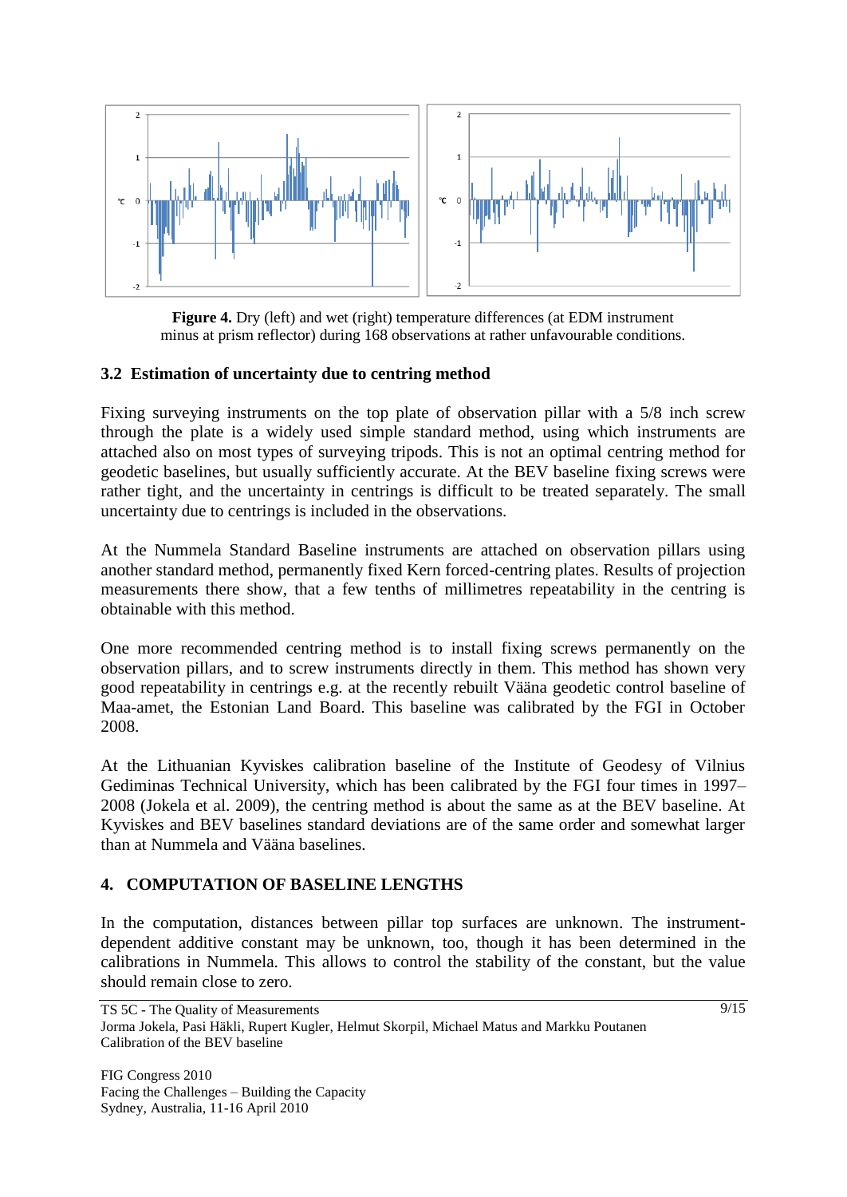**Figure 4.** Dry (left) and wet (right) temperature differences (at EDM instrument minus at prism reflector) during 168 observations at rather unfavourable conditions.

### 3.2 Estimation of uncertainty due to centring method

Fixing surveying instruments on the top plate of observation pillar with a 5/8 inch screw through the plate is a widely used simple standard method, using which instruments are attached also on most types of surveying tripods. This is not an optimal centring method for geodetic baselines, but usually sufficiently accurate. At the BEV baseline fixing screws were rather tight, and the uncertainty in centrings is difficult to be treated separately. The small uncertainty due to centrings is included in the observations.

At the Nummela Standard Baseline instruments are attached on observation pillars using another standard method, permanently fixed Kern forced-centring plates. Results of projection measurements there show, that a few tenths of millimetres repeatability in the centring is obtainable with this method.

One more recommended centring method is to install fixing screws permanently on the observation pillars, and to screw instruments directly in them. This method has shown very good repeatability in centrings e.g. at the recently rebuilt Väänа geodetic control baseline of Maa-amet, the Estonian Land Board. This baseline was calibrated by the FGI in October 2008.

At the Lithuanian Kyviskes calibration baseline of the Institute of Geodesy of Vilnius Gediminas Technical University, which has been calibrated by the FGI four times in 1997–2008 (Jokela et al. 2009), the centring method is about the same as at the BEV baseline. At Kyviskes and BEV baselines standard deviations are of the same order and somewhat larger than at Nummela and Väänа baselines.

## 4. COMPUTATION OF BASELINE LENGTHS

In the computation, distances between pillar top surfaces are unknown. The instrument-dependent additive constant may be unknown, too, though it has been determined in the calibrations in Nummela. This allows to control the stability of the constant, but the value should remain close to zero.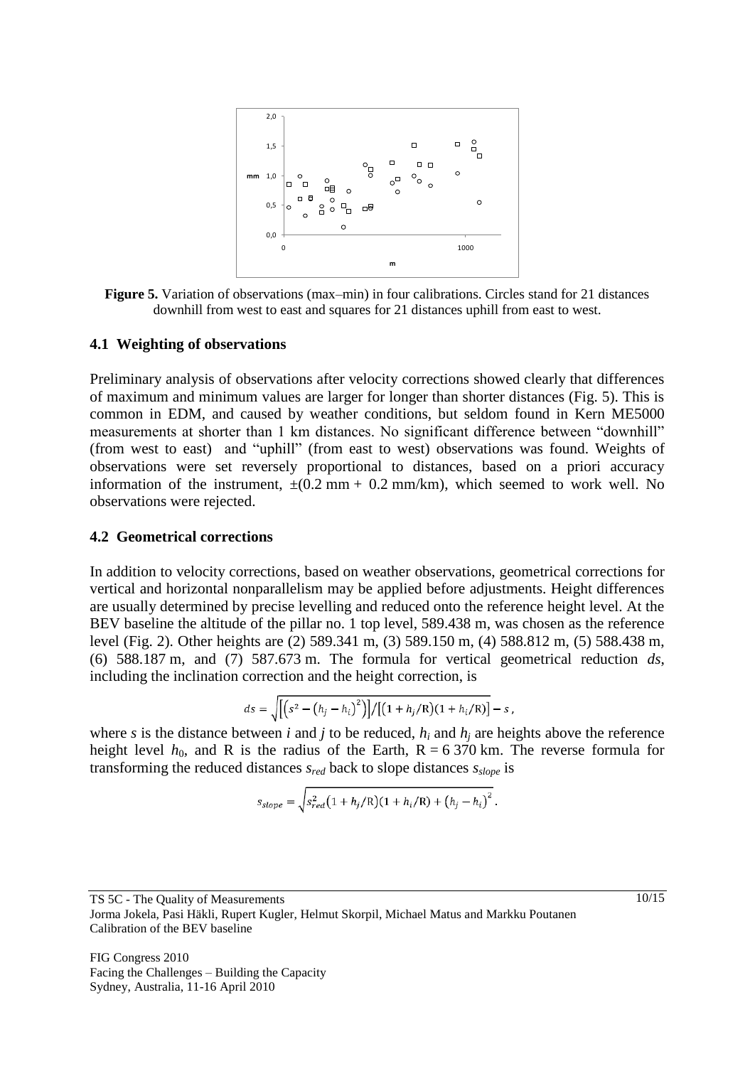**Figure 5.** Variation of observations (max–min) in four calibrations. Circles stand for 21 distances downhill from west to east and squares for 21 distances uphill from east to west.

### 4.1 Weighting of observations

Preliminary analysis of observations after velocity corrections showed clearly that differences of maximum and minimum values are larger for longer than shorter distances (Fig. 5). This is common in EDM, and caused by weather conditions, but seldom found in Kern ME5000 measurements at shorter than 1 km distances. No significant difference between "downhill" (from west to east) and "uphill" (from east to west) observations was found. Weights of observations were set reversely proportional to distances, based on a priori accuracy information of the instrument, ±(0.2 mm + 0.2 mm/km), which seemed to work well. No observations were rejected.

### 4.2 Geometrical corrections

In addition to velocity corrections, based on weather observations, geometrical corrections for vertical and horizontal nonparallelism may be applied before adjustments. Height differences are usually determined by precise levelling and reduced onto the reference height level. At the BEV baseline the altitude of the pillar no. 1 top level, 589.438 m, was chosen as the reference level (Fig. 2). Other heights are (2) 589.341 m, (3) 589.150 m, (4) 588.812 m, (5) 588.438 m, (6) 588.187 m, and (7) 587.673 m. The formula for vertical geometrical reduction $ds$, including the inclination correction and the height correction, is

$$ds = \sqrt{\left[\left(s^2 - \left(h_j - h_i\right)^2\right)\right] / \left[\left(1 + h_j/\mathrm{R}\right)\left(1 + h_i/\mathrm{R}\right)\right]} - s\,,$$

where $s$ is the distance between $i$ and $j$ to be reduced, $h_i$ and $h_j$ are heights above the reference height level $h_0$, and R is the radius of the Earth, R = 6 370 km. The reverse formula for transforming the reduced distances $s_{red}$ back to slope distances $s_{slope}$ is

$$s_{slope} = \sqrt{s_{red}^2\left(1 + h_j/\mathrm{R}\right)\left(1 + h_i/\mathrm{R}\right) + \left(h_j - h_i\right)^2}\,.$$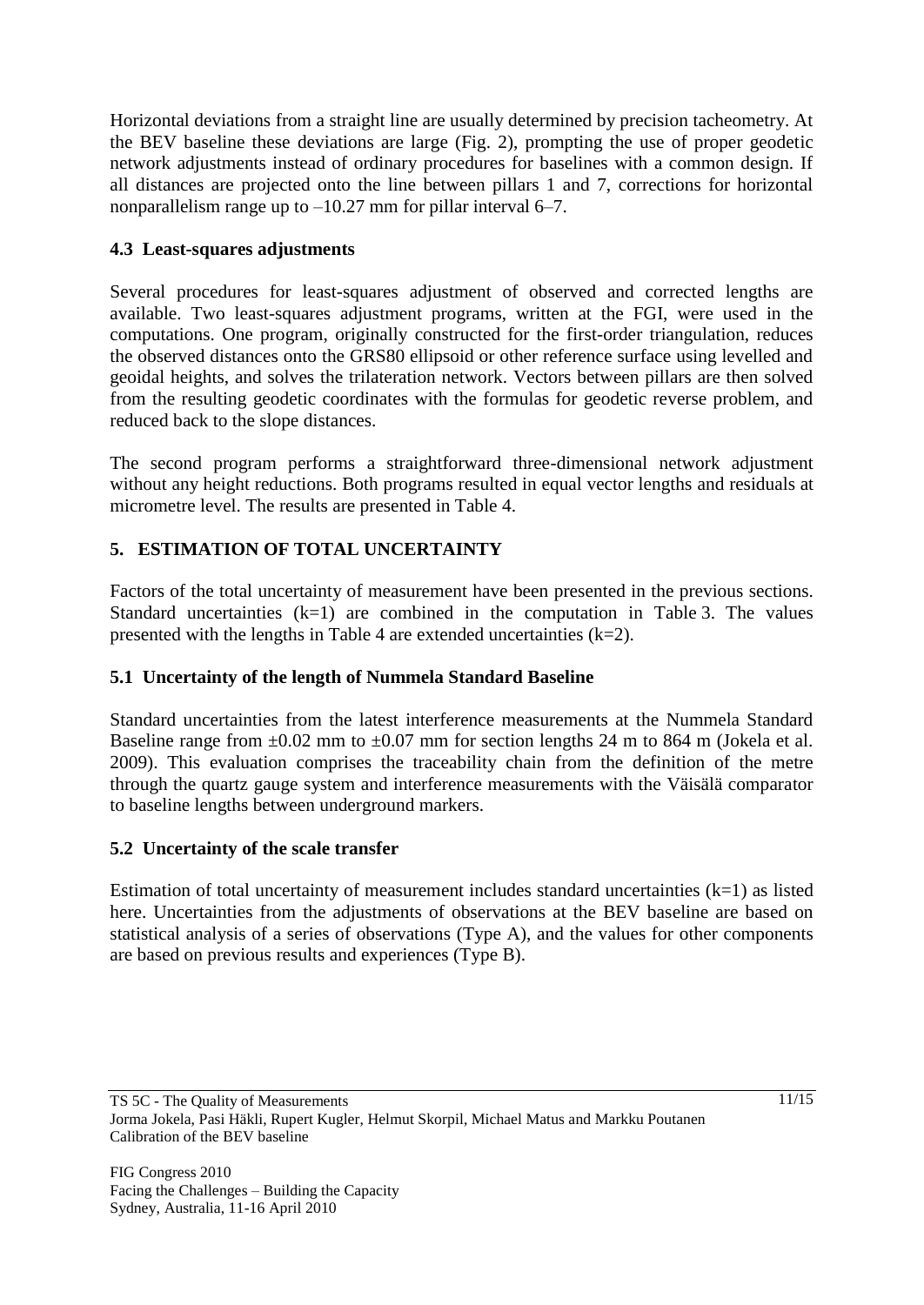Horizontal deviations from a straight line are usually determined by precision tacheometry. At the BEV baseline these deviations are large (Fig. 2), prompting the use of proper geodetic network adjustments instead of ordinary procedures for baselines with a common design. If all distances are projected onto the line between pillars 1 and 7, corrections for horizontal nonparallelism range up to –10.27 mm for pillar interval 6–7.

### 4.3 Least-squares adjustments

Several procedures for least-squares adjustment of observed and corrected lengths are available. Two least-squares adjustment programs, written at the FGI, were used in the computations. One program, originally constructed for the first-order triangulation, reduces the observed distances onto the GRS80 ellipsoid or other reference surface using levelled and geoidal heights, and solves the trilateration network. Vectors between pillars are then solved from the resulting geodetic coordinates with the formulas for geodetic reverse problem, and reduced back to the slope distances.

The second program performs a straightforward three-dimensional network adjustment without any height reductions. Both programs resulted in equal vector lengths and residuals at micrometre level. The results are presented in Table 4.

## 5. ESTIMATION OF TOTAL UNCERTAINTY

Factors of the total uncertainty of measurement have been presented in the previous sections. Standard uncertainties ($k=1$) are combined in the computation in Table 3. The values presented with the lengths in Table 4 are extended uncertainties ($k=2$).

### 5.1 Uncertainty of the length of Nummela Standard Baseline

Standard uncertainties from the latest interference measurements at the Nummela Standard Baseline range from ±0.02 mm to ±0.07 mm for section lengths 24 m to 864 m (Jokela et al. 2009). This evaluation comprises the traceability chain from the definition of the metre through the quartz gauge system and interference measurements with the Väisälä comparator to baseline lengths between underground markers.

### 5.2 Uncertainty of the scale transfer

Estimation of total uncertainty of measurement includes standard uncertainties ($k=1$) as listed here. Uncertainties from the adjustments of observations at the BEV baseline are based on statistical analysis of a series of observations (Type A), and the values for other components are based on previous results and experiences (Type B).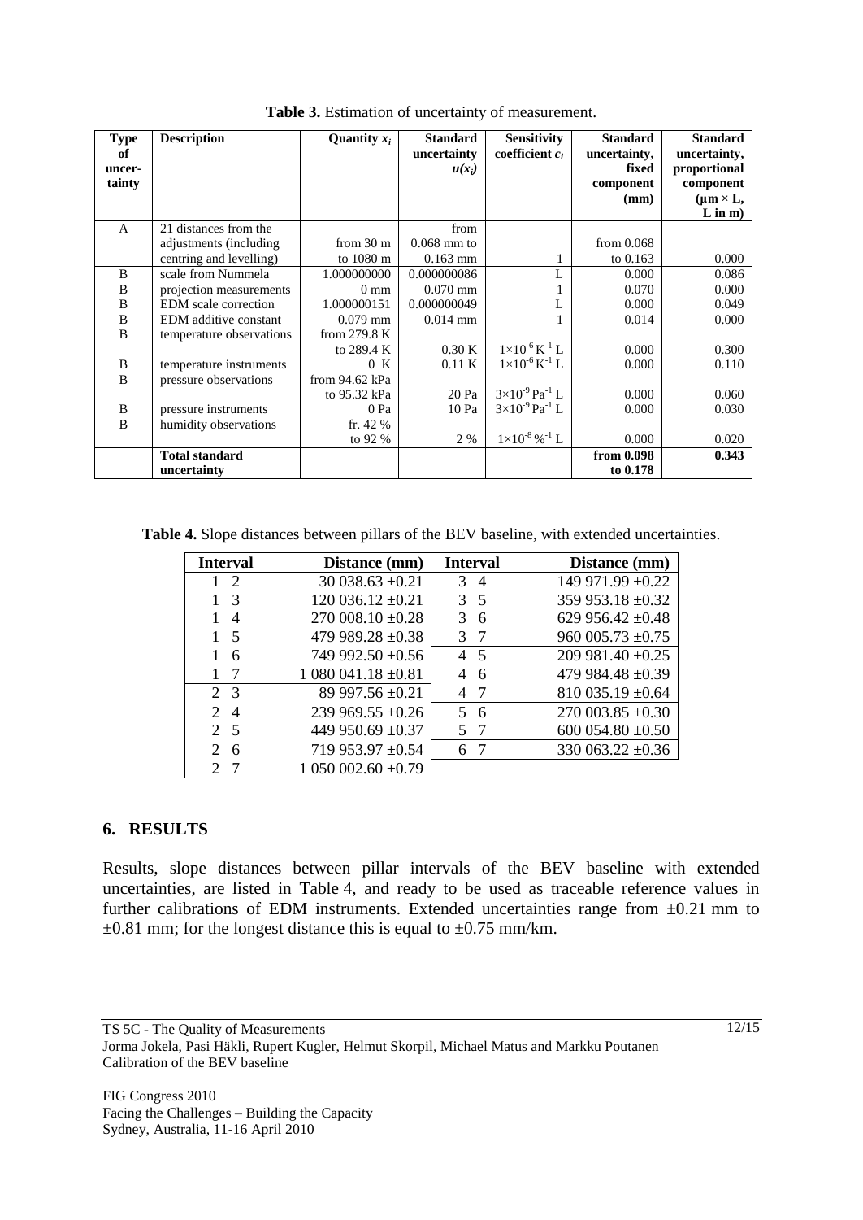**Table 3.** Estimation of uncertainty of measurement.

| Type of uncer-tainty | Description | Quantity $x_i$ | Standard uncertainty $u(x_i)$ | Sensitivity coefficient $c_i$ | Standard uncertainty, fixed component (mm) | Standard uncertainty, proportional component (µm × L, L in m) |
|---|---|---|---|---|---|---|
| A | 21 distances from the adjustments (including centring and levelling) | from 30 m to 1080 m | from 0.068 mm to 0.163 mm | 1 | from 0.068 to 0.163 | 0.000 |
| B | scale from Nummela | 1.000000000 | 0.000000086 | L | 0.000 | 0.086 |
| B | projection measurements | 0 mm | 0.070 mm | 1 | 0.070 | 0.000 |
| B | EDM scale correction | 1.000000151 | 0.000000049 | L | 0.000 | 0.049 |
| B | EDM additive constant | 0.079 mm | 0.014 mm | 1 | 0.014 | 0.000 |
| B | temperature observations | from 279.8 K to 289.4 K | 0.30 K | $1\times10^{-6}\,K^{-1}\,L$ | 0.000 | 0.300 |
| B | temperature instruments | 0 K | 0.11 K | $1\times10^{-6}\,K^{-1}\,L$ | 0.000 | 0.110 |
| B | pressure observations | from 94.62 kPa to 95.32 kPa | 20 Pa | $3\times10^{-9}\,Pa^{-1}\,L$ | 0.000 | 0.060 |
| B | pressure instruments | 0 Pa | 10 Pa | $3\times10^{-9}\,Pa^{-1}\,L$ | 0.000 | 0.030 |
| B | humidity observations | fr. 42 % to 92 % | 2 % | $1\times10^{-8}\,\%^{-1}\,L$ | 0.000 | 0.020 |
| | **Total standard uncertainty** | | | | **from 0.098 to 0.178** | **0.343** |

**Table 4.** Slope distances between pillars of the BEV baseline, with extended uncertainties.

| Interval | Distance (mm) | Interval | Distance (mm) |
|---|---|---|---|
| 1 2 | 30 038.63 ±0.21 | 3 4 | 149 971.99 ±0.22 |
| 1 3 | 120 036.12 ±0.21 | 3 5 | 359 953.18 ±0.32 |
| 1 4 | 270 008.10 ±0.28 | 3 6 | 629 956.42 ±0.48 |
| 1 5 | 479 989.28 ±0.38 | 3 7 | 960 005.73 ±0.75 |
| 1 6 | 749 992.50 ±0.56 | 4 5 | 209 981.40 ±0.25 |
| 1 7 | 1 080 041.18 ±0.81 | 4 6 | 479 984.48 ±0.39 |
| 2 3 | 89 997.56 ±0.21 | 4 7 | 810 035.19 ±0.64 |
| 2 4 | 239 969.55 ±0.26 | 5 6 | 270 003.85 ±0.30 |
| 2 5 | 449 950.69 ±0.37 | 5 7 | 600 054.80 ±0.50 |
| 2 6 | 719 953.97 ±0.54 | 6 7 | 330 063.22 ±0.36 |
| 2 7 | 1 050 002.60 ±0.79 | | |

## 6. RESULTS

Results, slope distances between pillar intervals of the BEV baseline with extended uncertainties, are listed in Table 4, and ready to be used as traceable reference values in further calibrations of EDM instruments. Extended uncertainties range from ±0.21 mm to ±0.81 mm; for the longest distance this is equal to ±0.75 mm/km.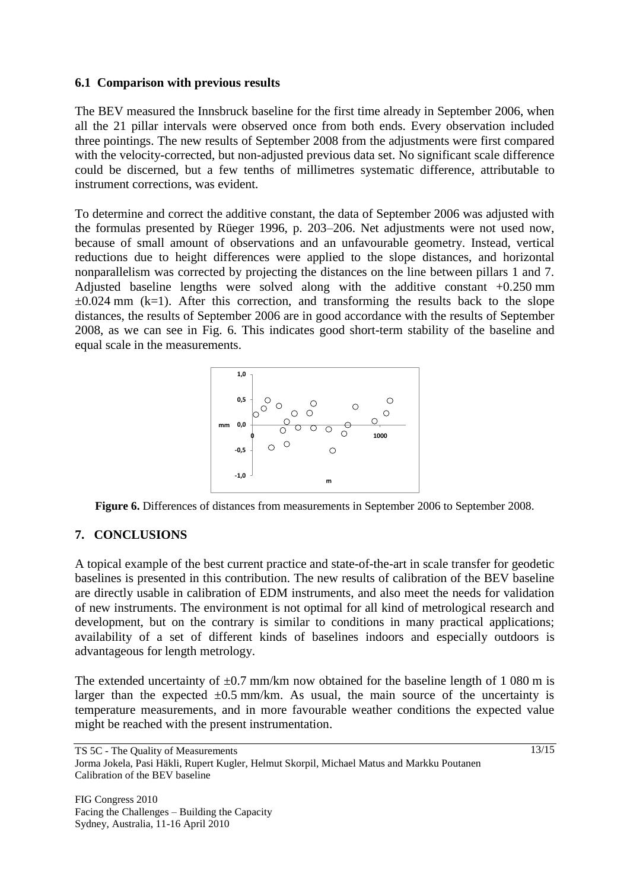### 6.1 Comparison with previous results

The BEV measured the Innsbruck baseline for the first time already in September 2006, when all the 21 pillar intervals were observed once from both ends. Every observation included three pointings. The new results of September 2008 from the adjustments were first compared with the velocity-corrected, but non-adjusted previous data set. No significant scale difference could be discerned, but a few tenths of millimetres systematic difference, attributable to instrument corrections, was evident.

To determine and correct the additive constant, the data of September 2006 was adjusted with the formulas presented by Rüeger 1996, p. 203–206. Net adjustments were not used now, because of small amount of observations and an unfavourable geometry. Instead, vertical reductions due to height differences were applied to the slope distances, and horizontal nonparallelism was corrected by projecting the distances on the line between pillars 1 and 7. Adjusted baseline lengths were solved along with the additive constant +0.250 mm ±0.024 mm (k=1). After this correction, and transforming the results back to the slope distances, the results of September 2006 are in good accordance with the results of September 2008, as we can see in Fig. 6. This indicates good short-term stability of the baseline and equal scale in the measurements.

**Figure 6.** Differences of distances from measurements in September 2006 to September 2008.

## 7. CONCLUSIONS

A topical example of the best current practice and state-of-the-art in scale transfer for geodetic baselines is presented in this contribution. The new results of calibration of the BEV baseline are directly usable in calibration of EDM instruments, and also meet the needs for validation of new instruments. The environment is not optimal for all kind of metrological research and development, but on the contrary is similar to conditions in many practical applications; availability of a set of different kinds of baselines indoors and especially outdoors is advantageous for length metrology.

The extended uncertainty of ±0.7 mm/km now obtained for the baseline length of 1 080 m is larger than the expected ±0.5 mm/km. As usual, the main source of the uncertainty is temperature measurements, and in more favourable weather conditions the expected value might be reached with the present instrumentation.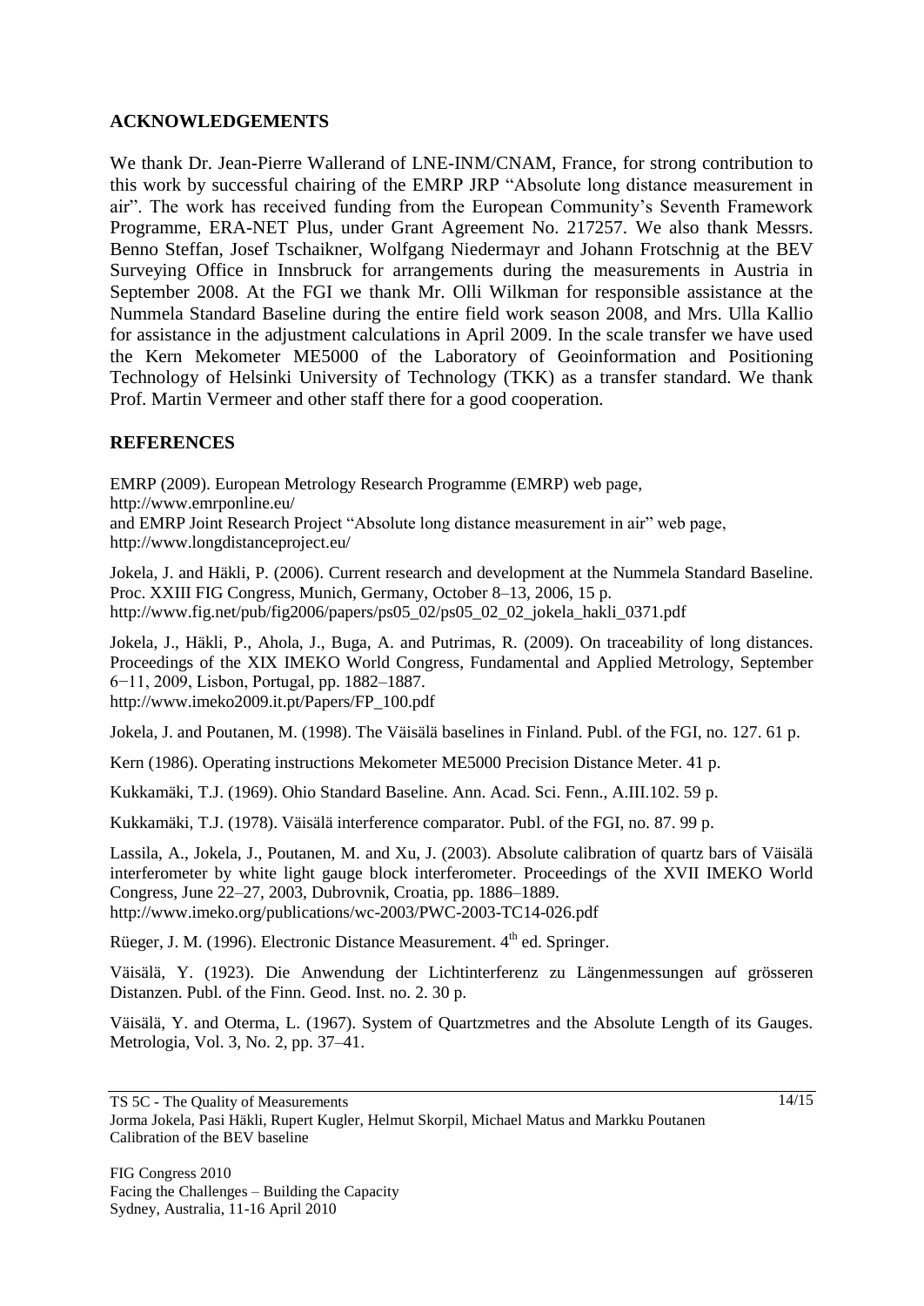## ACKNOWLEDGEMENTS

We thank Dr. Jean-Pierre Wallerand of LNE-INM/CNAM, France, for strong contribution to this work by successful chairing of the EMRP JRP "Absolute long distance measurement in air". The work has received funding from the European Community's Seventh Framework Programme, ERA-NET Plus, under Grant Agreement No. 217257. We also thank Messrs. Benno Steffan, Josef Tschaikner, Wolfgang Niedermayr and Johann Frotschnig at the BEV Surveying Office in Innsbruck for arrangements during the measurements in Austria in September 2008. At the FGI we thank Mr. Olli Wilkman for responsible assistance at the Nummela Standard Baseline during the entire field work season 2008, and Mrs. Ulla Kallio for assistance in the adjustment calculations in April 2009. In the scale transfer we have used the Kern Mekometer ME5000 of the Laboratory of Geoinformation and Positioning Technology of Helsinki University of Technology (TKK) as a transfer standard. We thank Prof. Martin Vermeer and other staff there for a good cooperation.

## REFERENCES

EMRP (2009). European Metrology Research Programme (EMRP) web page, http://www.emrponline.eu/
and EMRP Joint Research Project "Absolute long distance measurement in air" web page, http://www.longdistanceproject.eu/

Jokela, J. and Häkli, P. (2006). Current research and development at the Nummela Standard Baseline. Proc. XXIII FIG Congress, Munich, Germany, October 8–13, 2006, 15 p. http://www.fig.net/pub/fig2006/papers/ps05_02/ps05_02_02_jokela_hakli_0371.pdf

Jokela, J., Häkli, P., Ahola, J., Buga, A. and Putrimas, R. (2009). On traceability of long distances. Proceedings of the XIX IMEKO World Congress, Fundamental and Applied Metrology, September 6−11, 2009, Lisbon, Portugal, pp. 1882–1887. http://www.imeko2009.it.pt/Papers/FP_100.pdf

Jokela, J. and Poutanen, M. (1998). The Väisälä baselines in Finland. Publ. of the FGI, no. 127. 61 p.

Kern (1986). Operating instructions Mekometer ME5000 Precision Distance Meter. 41 p.

Kukkamäki, T.J. (1969). Ohio Standard Baseline. Ann. Acad. Sci. Fenn., A.III.102. 59 p.

Kukkamäki, T.J. (1978). Väisälä interference comparator. Publ. of the FGI, no. 87. 99 p.

Lassila, A., Jokela, J., Poutanen, M. and Xu, J. (2003). Absolute calibration of quartz bars of Väisälä interferometer by white light gauge block interferometer. Proceedings of the XVII IMEKO World Congress, June 22–27, 2003, Dubrovnik, Croatia, pp. 1886–1889. http://www.imeko.org/publications/wc-2003/PWC-2003-TC14-026.pdf

Rüeger, J. M. (1996). Electronic Distance Measurement. 4th ed. Springer.

Väisälä, Y. (1923). Die Anwendung der Lichtinterferenz zu Längenmessungen auf grösseren Distanzen. Publ. of the Finn. Geod. Inst. no. 2. 30 p.

Väisälä, Y. and Oterma, L. (1967). System of Quartzmetres and the Absolute Length of its Gauges. Metrologia, Vol. 3, No. 2, pp. 37–41.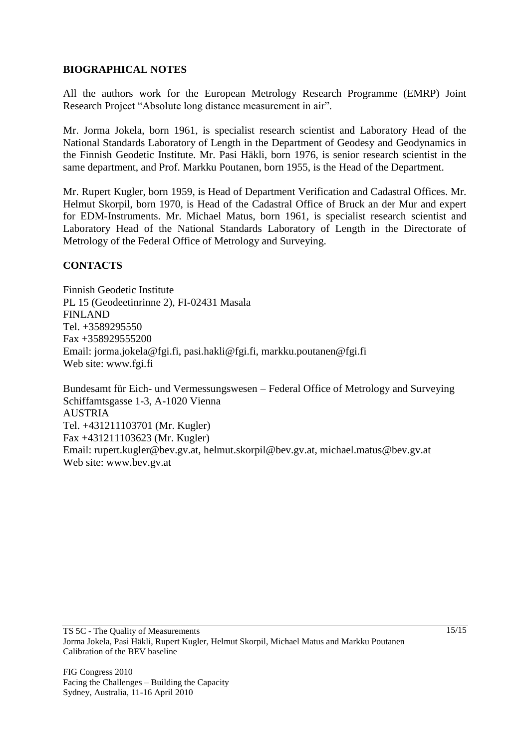## BIOGRAPHICAL NOTES

All the authors work for the European Metrology Research Programme (EMRP) Joint Research Project "Absolute long distance measurement in air".

Mr. Jorma Jokela, born 1961, is specialist research scientist and Laboratory Head of the National Standards Laboratory of Length in the Department of Geodesy and Geodynamics in the Finnish Geodetic Institute. Mr. Pasi Häkli, born 1976, is senior research scientist in the same department, and Prof. Markku Poutanen, born 1955, is the Head of the Department.

Mr. Rupert Kugler, born 1959, is Head of Department Verification and Cadastral Offices. Mr. Helmut Skorpil, born 1970, is Head of the Cadastral Office of Bruck an der Mur and expert for EDM-Instruments. Mr. Michael Matus, born 1961, is specialist research scientist and Laboratory Head of the National Standards Laboratory of Length in the Directorate of Metrology of the Federal Office of Metrology and Surveying.

## CONTACTS

Finnish Geodetic Institute
PL 15 (Geodeetinrinne 2), FI-02431 Masala
FINLAND
Tel. +3589295550
Fax +358929555200
Email: jorma.jokela@fgi.fi, pasi.hakli@fgi.fi, markku.poutanen@fgi.fi
Web site: www.fgi.fi

Bundesamt für Eich- und Vermessungswesen – Federal Office of Metrology and Surveying
Schiffamtsgasse 1-3, A-1020 Vienna
AUSTRIA
Tel. +431211103701 (Mr. Kugler)
Fax +431211103623 (Mr. Kugler)
Email: rupert.kugler@bev.gv.at, helmut.skorpil@bev.gv.at, michael.matus@bev.gv.at
Web site: www.bev.gv.at